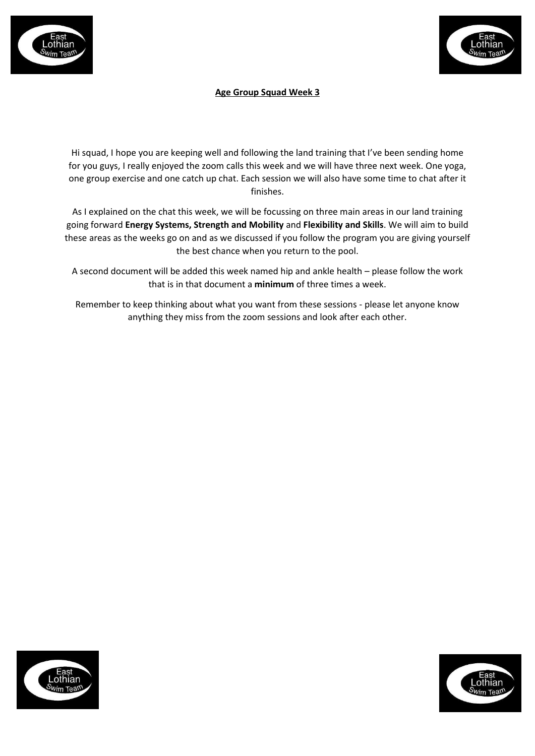**Age Group Squad Week 3**

Hi squad, I hope you are keeping well and following the land training that I've been sending home for you guys, I really enjoyed the zoom calls this week and we will have three next week. One yoga, one group exercise and one catch up chat. Each session we will also have some time to chat after it finishes.

As I explained on the chat this week, we will be focussing on three main areas in our land training going forward **Energy Systems, Strength and Mobility** and **Flexibility and Skills**. We will aim to build these areas as the weeks go on and as we discussed if you follow the program you are giving yourself the best chance when you return to the pool.

A second document will be added this week named hip and ankle health – please follow the work that is in that document a **minimum** of three times a week.

Remember to keep thinking about what you want from these sessions - please let anyone know anything they miss from the zoom sessions and look after each other.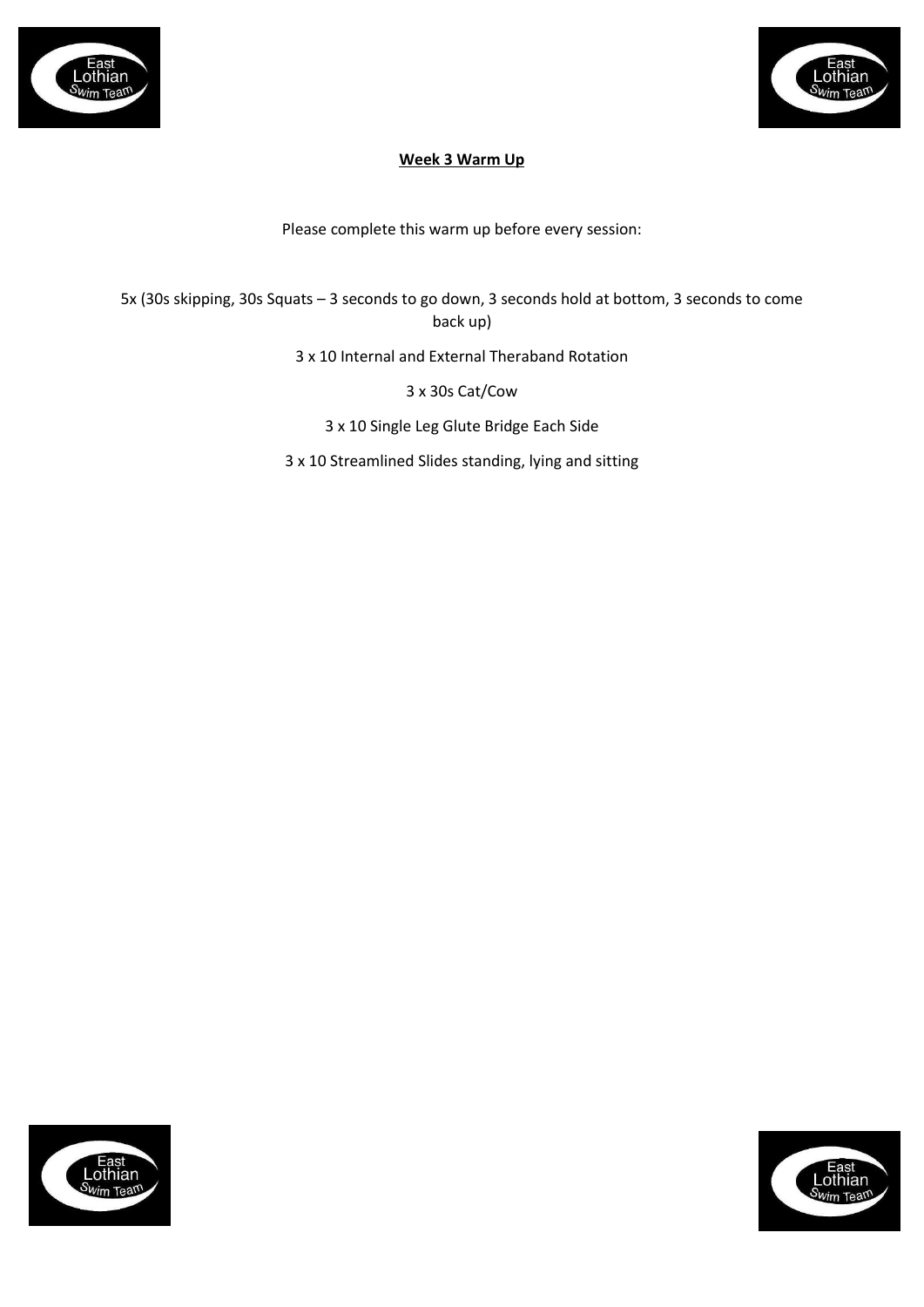## Week 3 Warm Up

Please complete this warm up before every session:

5x (30s skipping, 30s Squats – 3 seconds to go down, 3 seconds hold at bottom, 3 seconds to come back up)

3 x 10 Internal and External Theraband Rotation

3 x 30s Cat/Cow

3 x 10 Single Leg Glute Bridge Each Side

3 x 10 Streamlined Slides standing, lying and sitting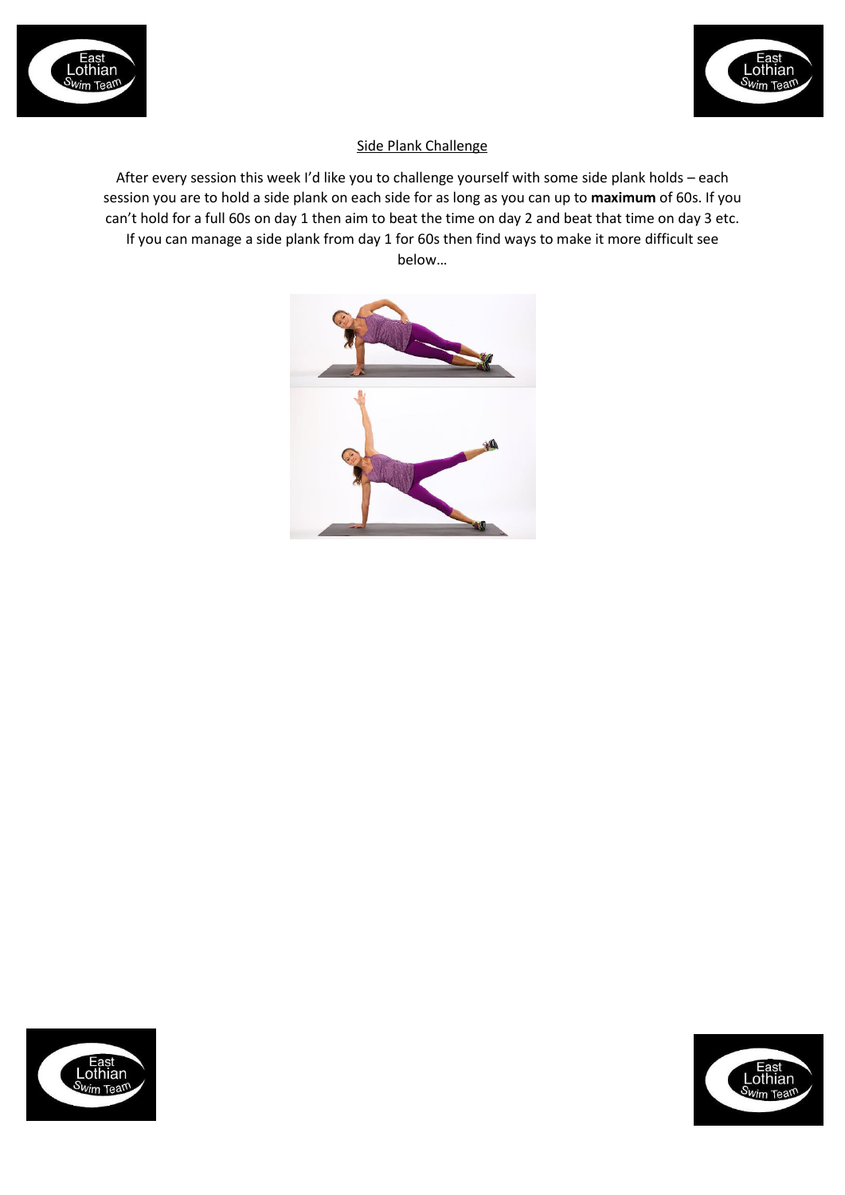## Side Plank Challenge

After every session this week I'd like you to challenge yourself with some side plank holds – each session you are to hold a side plank on each side for as long as you can up to **maximum** of 60s. If you can't hold for a full 60s on day 1 then aim to beat the time on day 2 and beat that time on day 3 etc. If you can manage a side plank from day 1 for 60s then find ways to make it more difficult see below…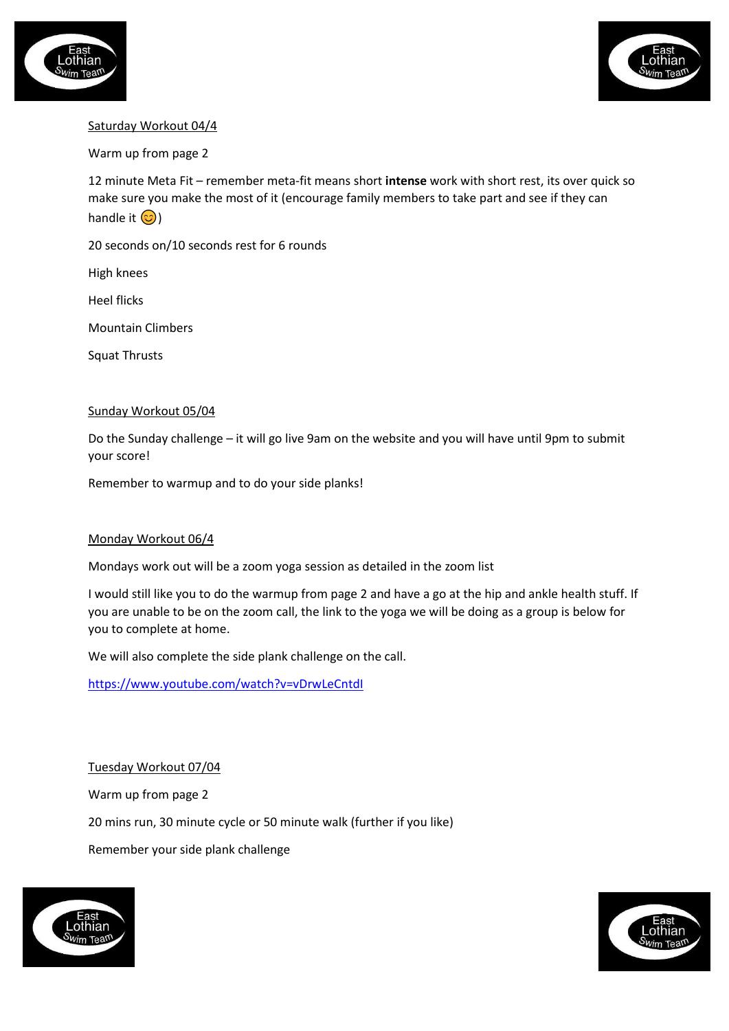Saturday Workout 04/4

Warm up from page 2

12 minute Meta Fit – remember meta-fit means short **intense** work with short rest, its over quick so make sure you make the most of it (encourage family members to take part and see if they can handle it 😊)

20 seconds on/10 seconds rest for 6 rounds

High knees

Heel flicks

Mountain Climbers

Squat Thrusts

Sunday Workout 05/04

Do the Sunday challenge – it will go live 9am on the website and you will have until 9pm to submit your score!

Remember to warmup and to do your side planks!

Monday Workout 06/4

Mondays work out will be a zoom yoga session as detailed in the zoom list

I would still like you to do the warmup from page 2 and have a go at the hip and ankle health stuff. If you are unable to be on the zoom call, the link to the yoga we will be doing as a group is below for you to complete at home.

We will also complete the side plank challenge on the call.

https://www.youtube.com/watch?v=vDrwLeCntdI

Tuesday Workout 07/04

Warm up from page 2

20 mins run, 30 minute cycle or 50 minute walk (further if you like)

Remember your side plank challenge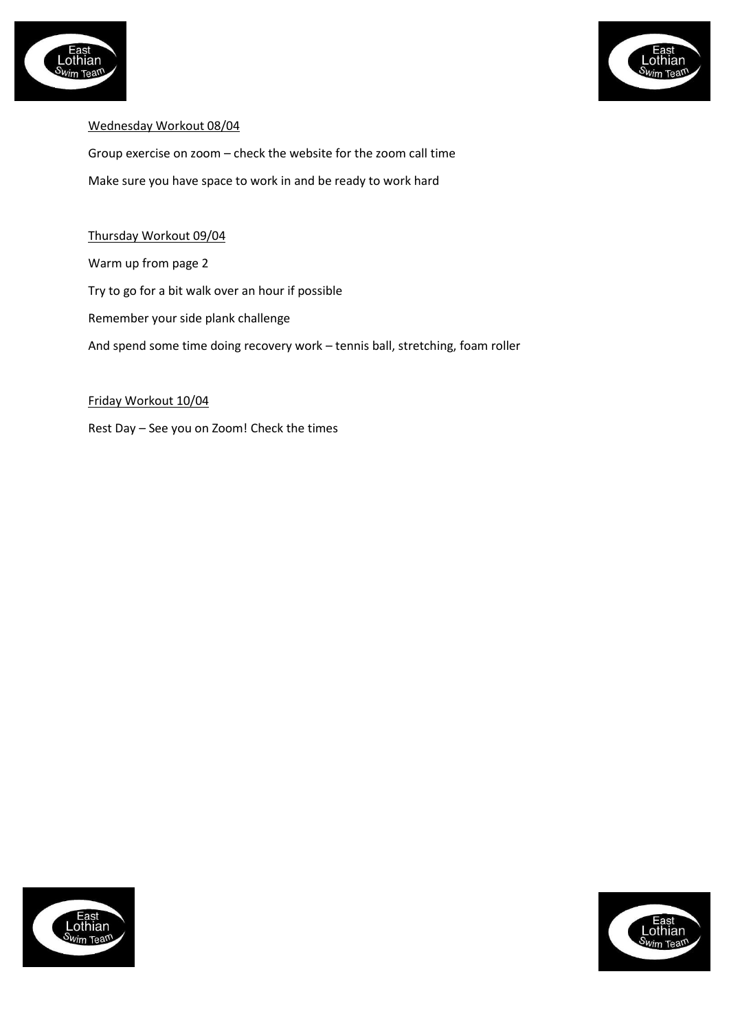Wednesday Workout 08/04

Group exercise on zoom – check the website for the zoom call time

Make sure you have space to work in and be ready to work hard

Thursday Workout 09/04

Warm up from page 2

Try to go for a bit walk over an hour if possible

Remember your side plank challenge

And spend some time doing recovery work – tennis ball, stretching, foam roller

Friday Workout 10/04

Rest Day – See you on Zoom! Check the times